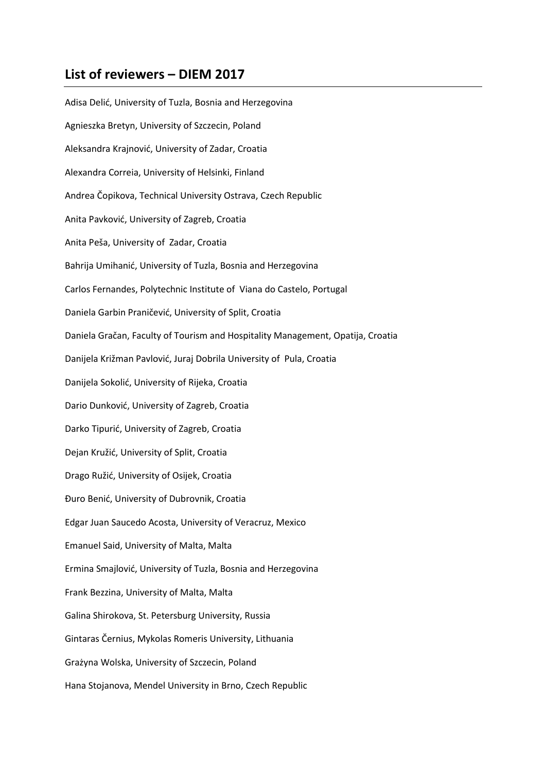## List of reviewers – DIEM 2017

Adisa Delić, University of Tuzla, Bosnia and Herzegovina

Agnieszka Bretyn, University of Szczecin, Poland

Aleksandra Krajnović, University of Zadar, Croatia

Alexandra Correia, University of Helsinki, Finland

Andrea Čopikova, Technical University Ostrava, Czech Republic

Anita Pavković, University of Zagreb, Croatia

Anita Peša, University of Zadar, Croatia

Bahrija Umihanić, University of Tuzla, Bosnia and Herzegovina

Carlos Fernandes, Polytechnic Institute of Viana do Castelo, Portugal

Daniela Garbin Praničević, University of Split, Croatia

Daniela Gračan, Faculty of Tourism and Hospitality Management, Opatija, Croatia

Danijela Križman Pavlović, Juraj Dobrila University of Pula, Croatia

Danijela Sokolić, University of Rijeka, Croatia

Dario Dunković, University of Zagreb, Croatia

Darko Tipurić, University of Zagreb, Croatia

Dejan Kružić, University of Split, Croatia

Drago Ružić, University of Osijek, Croatia

Đuro Benić, University of Dubrovnik, Croatia

Edgar Juan Saucedo Acosta, University of Veracruz, Mexico

Emanuel Said, University of Malta, Malta

Ermina Smajlović, University of Tuzla, Bosnia and Herzegovina

Frank Bezzina, University of Malta, Malta

Galina Shirokova, St. Petersburg University, Russia

Gintaras Černius, Mykolas Romeris University, Lithuania

Grażyna Wolska, University of Szczecin, Poland

Hana Stojanova, Mendel University in Brno, Czech Republic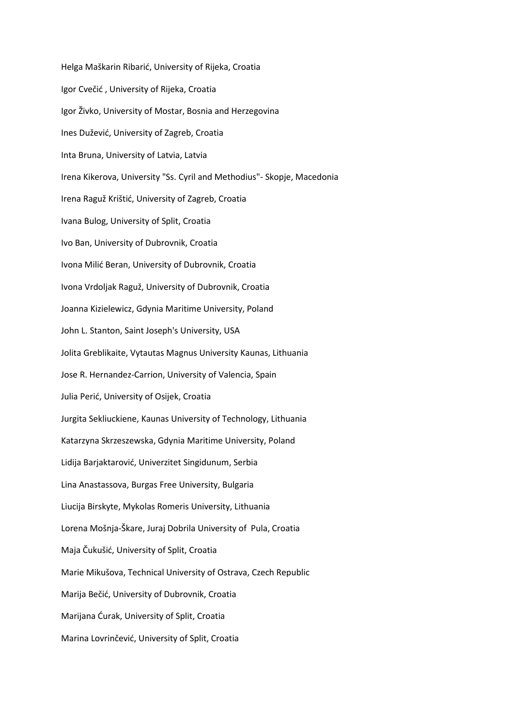Helga Maškarin Ribarić, University of Rijeka, Croatia

Igor Cvečić , University of Rijeka, Croatia

Igor Živko, University of Mostar, Bosnia and Herzegovina

Ines Dužević, University of Zagreb, Croatia

Inta Bruna, University of Latvia, Latvia

Irena Kikerova, University "Ss. Cyril and Methodius"- Skopje, Macedonia

Irena Raguž Krištić, University of Zagreb, Croatia

Ivana Bulog, University of Split, Croatia

Ivo Ban, University of Dubrovnik, Croatia

Ivona Milić Beran, University of Dubrovnik, Croatia

Ivona Vrdoljak Raguž, University of Dubrovnik, Croatia

Joanna Kizielewicz, Gdynia Maritime University, Poland

John L. Stanton, Saint Joseph's University, USA

Jolita Greblikaite, Vytautas Magnus University Kaunas, Lithuania

Jose R. Hernandez-Carrion, University of Valencia, Spain

Julia Perić, University of Osijek, Croatia

Jurgita Sekliuckiene, Kaunas University of Technology, Lithuania

Katarzyna Skrzeszewska, Gdynia Maritime University, Poland

Lidija Barjaktarović, Univerzitet Singidunum, Serbia

Lina Anastassova, Burgas Free University, Bulgaria

Liucija Birskyte, Mykolas Romeris University, Lithuania

Lorena Mošnja-Škare, Juraj Dobrila University of  Pula, Croatia

Maja Čukušić, University of Split, Croatia

Marie Mikušova, Technical University of Ostrava, Czech Republic

Marija Bečić, University of Dubrovnik, Croatia

Marijana Ćurak, University of Split, Croatia

Marina Lovrinčević, University of Split, Croatia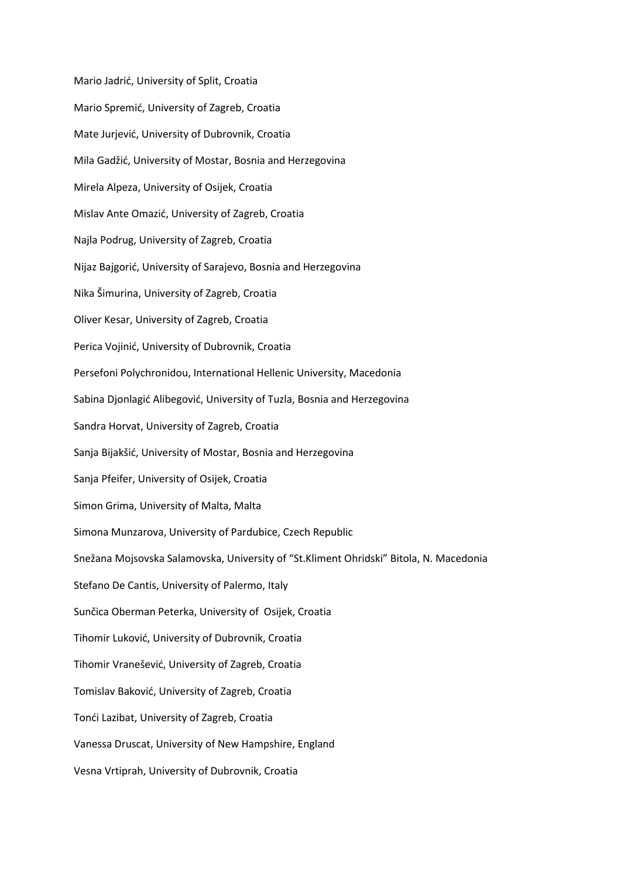Mario Jadrić, University of Split, Croatia

Mario Spremić, University of Zagreb, Croatia

Mate Jurjević, University of Dubrovnik, Croatia

Mila Gadžić, University of Mostar, Bosnia and Herzegovina

Mirela Alpeza, University of Osijek, Croatia

Mislav Ante Omazić, University of Zagreb, Croatia

Najla Podrug, University of Zagreb, Croatia

Nijaz Bajgorić, University of Sarajevo, Bosnia and Herzegovina

Nika Šimurina, University of Zagreb, Croatia

Oliver Kesar, University of Zagreb, Croatia

Perica Vojinić, University of Dubrovnik, Croatia

Persefoni Polychronidou, International Hellenic University, Macedonia

Sabina Djonlagić Alibegović, University of Tuzla, Bosnia and Herzegovina

Sandra Horvat, University of Zagreb, Croatia

Sanja Bijakšić, University of Mostar, Bosnia and Herzegovina

Sanja Pfeifer, University of Osijek, Croatia

Simon Grima, University of Malta, Malta

Simona Munzarova, University of Pardubice, Czech Republic

Snežana Mojsovska Salamovska, University of "St.Kliment Ohridski" Bitola, N. Macedonia

Stefano De Cantis, University of Palermo, Italy

Sunčica Oberman Peterka, University of  Osijek, Croatia

Tihomir Luković, University of Dubrovnik, Croatia

Tihomir Vranešević, University of Zagreb, Croatia

Tomislav Baković, University of Zagreb, Croatia

Tonći Lazibat, University of Zagreb, Croatia

Vanessa Druscat, University of New Hampshire, England

Vesna Vrtiprah, University of Dubrovnik, Croatia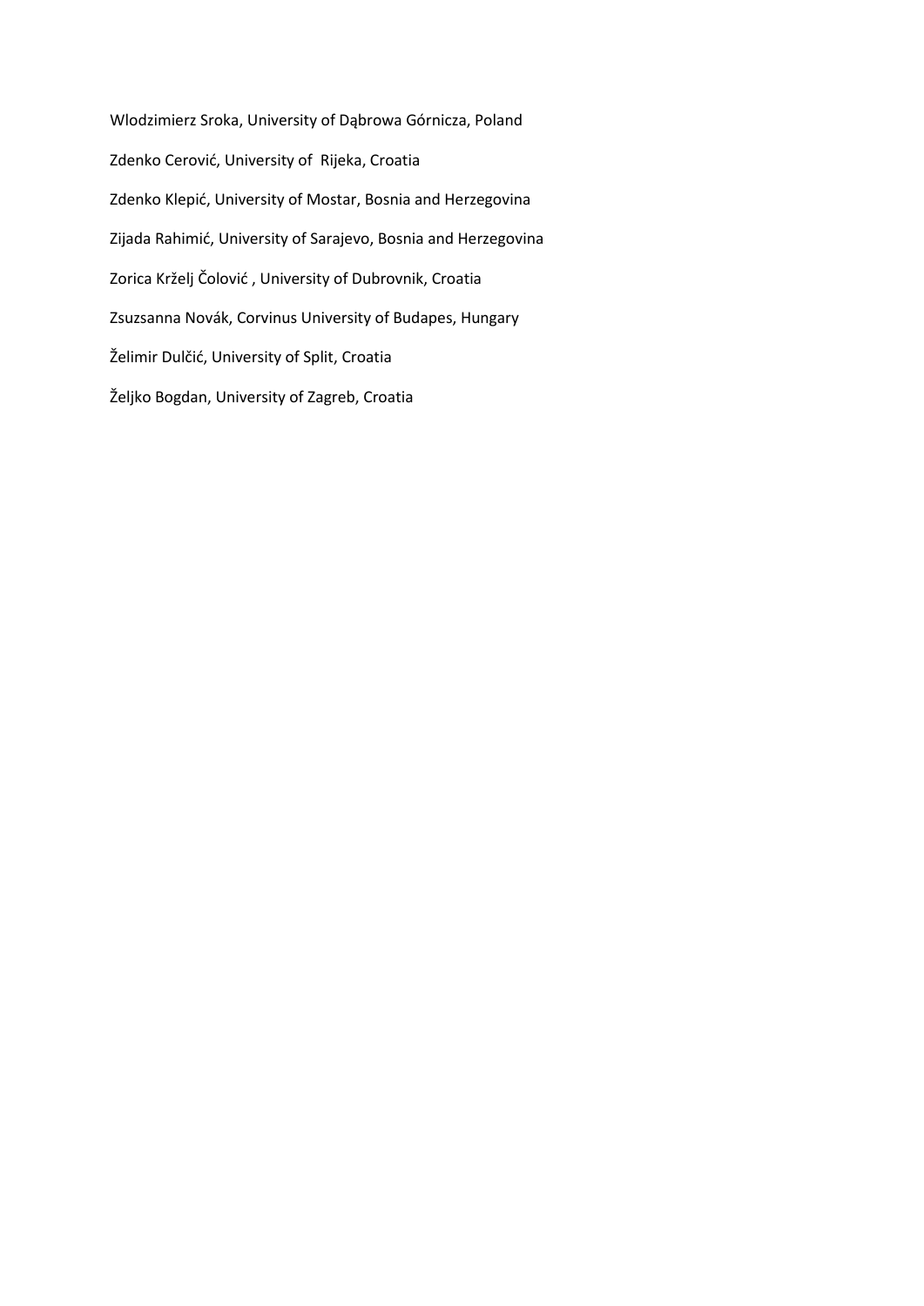Wlodzimierz Sroka, University of Dąbrowa Górnicza, Poland

Zdenko Cerović, University of Rijeka, Croatia

Zdenko Klepić, University of Mostar, Bosnia and Herzegovina

Zijada Rahimić, University of Sarajevo, Bosnia and Herzegovina

Zorica Krželj Čolović , University of Dubrovnik, Croatia

Zsuzsanna Novák, Corvinus University of Budapes, Hungary

Želimir Dulčić, University of Split, Croatia

Željko Bogdan, University of Zagreb, Croatia